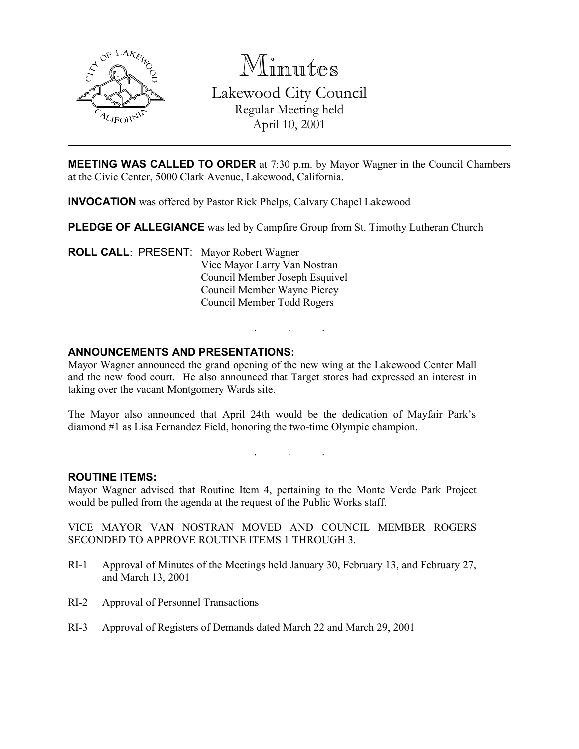# Minutes

## Lakewood City Council

Regular Meeting held
April 10, 2001

---

**MEETING WAS CALLED TO ORDER** at 7:30 p.m. by Mayor Wagner in the Council Chambers at the Civic Center, 5000 Clark Avenue, Lakewood, California.

**INVOCATION** was offered by Pastor Rick Phelps, Calvary Chapel Lakewood

**PLEDGE OF ALLEGIANCE** was led by Campfire Group from St. Timothy Lutheran Church

**ROLL CALL**: PRESENT: Mayor Robert Wagner
Vice Mayor Larry Van Nostran
Council Member Joseph Esquivel
Council Member Wayne Piercy
Council Member Todd Rogers

. . .

**ANNOUNCEMENTS AND PRESENTATIONS:**

Mayor Wagner announced the grand opening of the new wing at the Lakewood Center Mall and the new food court. He also announced that Target stores had expressed an interest in taking over the vacant Montgomery Wards site.

The Mayor also announced that April 24th would be the dedication of Mayfair Park's diamond #1 as Lisa Fernandez Field, honoring the two-time Olympic champion.

. . .

**ROUTINE ITEMS:**

Mayor Wagner advised that Routine Item 4, pertaining to the Monte Verde Park Project would be pulled from the agenda at the request of the Public Works staff.

VICE MAYOR VAN NOSTRAN MOVED AND COUNCIL MEMBER ROGERS SECONDED TO APPROVE ROUTINE ITEMS 1 THROUGH 3.

RI-1 Approval of Minutes of the Meetings held January 30, February 13, and February 27, and March 13, 2001

RI-2 Approval of Personnel Transactions

RI-3 Approval of Registers of Demands dated March 22 and March 29, 2001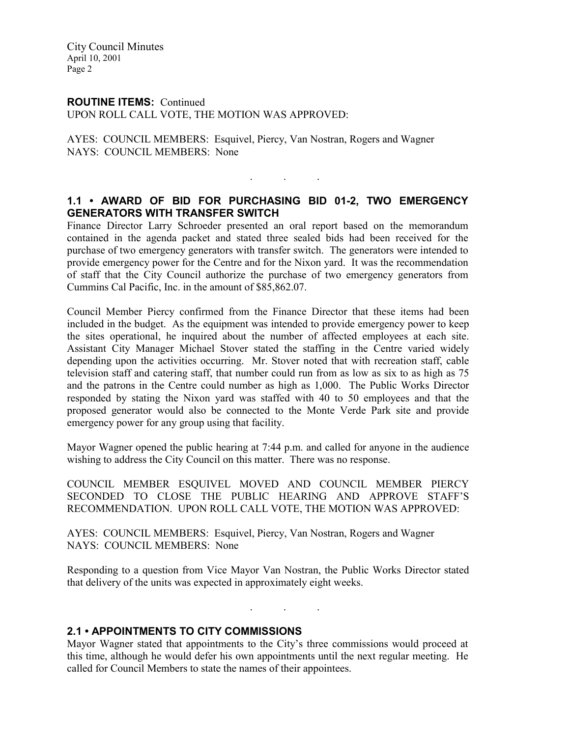**ROUTINE ITEMS:** Continued
UPON ROLL CALL VOTE, THE MOTION WAS APPROVED:

AYES: COUNCIL MEMBERS: Esquivel, Piercy, Van Nostran, Rogers and Wagner
NAYS: COUNCIL MEMBERS: None

. . .

## 1.1 • AWARD OF BID FOR PURCHASING BID 01-2, TWO EMERGENCY GENERATORS WITH TRANSFER SWITCH

Finance Director Larry Schroeder presented an oral report based on the memorandum contained in the agenda packet and stated three sealed bids had been received for the purchase of two emergency generators with transfer switch. The generators were intended to provide emergency power for the Centre and for the Nixon yard. It was the recommendation of staff that the City Council authorize the purchase of two emergency generators from Cummins Cal Pacific, Inc. in the amount of $85,862.07.

Council Member Piercy confirmed from the Finance Director that these items had been included in the budget. As the equipment was intended to provide emergency power to keep the sites operational, he inquired about the number of affected employees at each site. Assistant City Manager Michael Stover stated the staffing in the Centre varied widely depending upon the activities occurring. Mr. Stover noted that with recreation staff, cable television staff and catering staff, that number could run from as low as six to as high as 75 and the patrons in the Centre could number as high as 1,000. The Public Works Director responded by stating the Nixon yard was staffed with 40 to 50 employees and that the proposed generator would also be connected to the Monte Verde Park site and provide emergency power for any group using that facility.

Mayor Wagner opened the public hearing at 7:44 p.m. and called for anyone in the audience wishing to address the City Council on this matter. There was no response.

COUNCIL MEMBER ESQUIVEL MOVED AND COUNCIL MEMBER PIERCY SECONDED TO CLOSE THE PUBLIC HEARING AND APPROVE STAFF'S RECOMMENDATION. UPON ROLL CALL VOTE, THE MOTION WAS APPROVED:

AYES: COUNCIL MEMBERS: Esquivel, Piercy, Van Nostran, Rogers and Wagner
NAYS: COUNCIL MEMBERS: None

Responding to a question from Vice Mayor Van Nostran, the Public Works Director stated that delivery of the units was expected in approximately eight weeks.

. . .

## 2.1 • APPOINTMENTS TO CITY COMMISSIONS

Mayor Wagner stated that appointments to the City's three commissions would proceed at this time, although he would defer his own appointments until the next regular meeting. He called for Council Members to state the names of their appointees.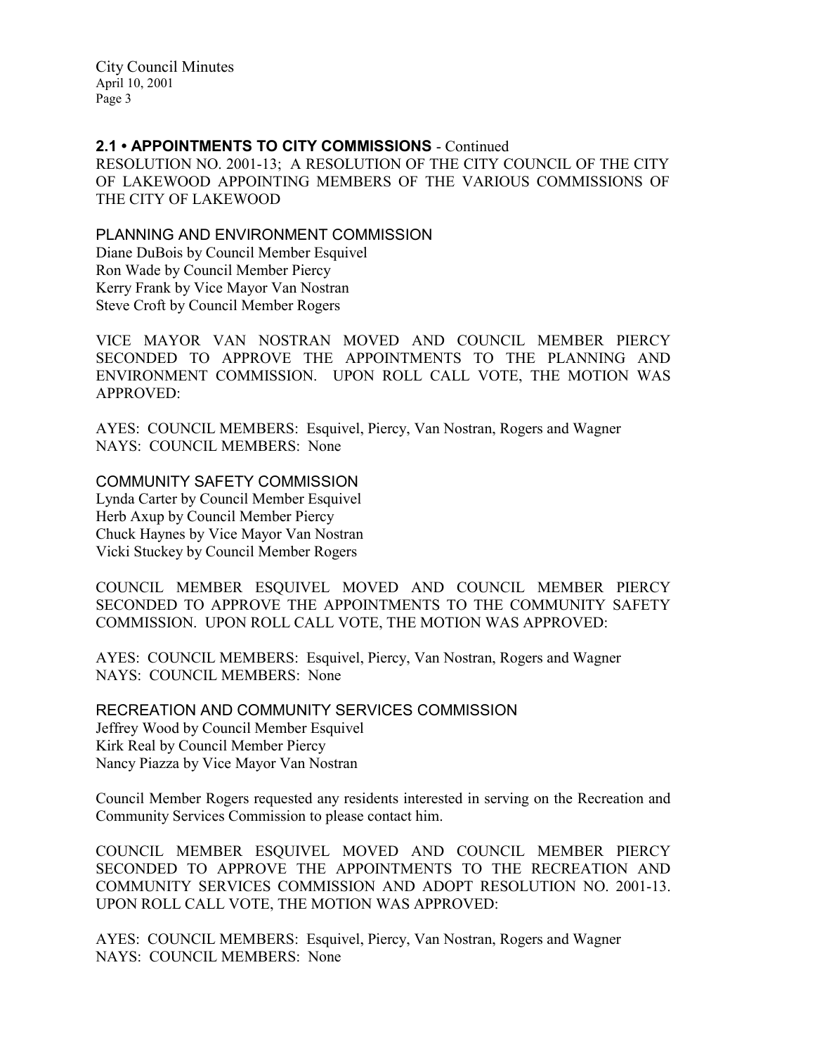## 2.1 • APPOINTMENTS TO CITY COMMISSIONS - Continued

RESOLUTION NO. 2001-13; A RESOLUTION OF THE CITY COUNCIL OF THE CITY OF LAKEWOOD APPOINTING MEMBERS OF THE VARIOUS COMMISSIONS OF THE CITY OF LAKEWOOD

PLANNING AND ENVIRONMENT COMMISSION

Diane DuBois by Council Member Esquivel
Ron Wade by Council Member Piercy
Kerry Frank by Vice Mayor Van Nostran
Steve Croft by Council Member Rogers

VICE MAYOR VAN NOSTRAN MOVED AND COUNCIL MEMBER PIERCY SECONDED TO APPROVE THE APPOINTMENTS TO THE PLANNING AND ENVIRONMENT COMMISSION. UPON ROLL CALL VOTE, THE MOTION WAS APPROVED:

AYES: COUNCIL MEMBERS: Esquivel, Piercy, Van Nostran, Rogers and Wagner
NAYS: COUNCIL MEMBERS: None

COMMUNITY SAFETY COMMISSION

Lynda Carter by Council Member Esquivel
Herb Axup by Council Member Piercy
Chuck Haynes by Vice Mayor Van Nostran
Vicki Stuckey by Council Member Rogers

COUNCIL MEMBER ESQUIVEL MOVED AND COUNCIL MEMBER PIERCY SECONDED TO APPROVE THE APPOINTMENTS TO THE COMMUNITY SAFETY COMMISSION. UPON ROLL CALL VOTE, THE MOTION WAS APPROVED:

AYES: COUNCIL MEMBERS: Esquivel, Piercy, Van Nostran, Rogers and Wagner
NAYS: COUNCIL MEMBERS: None

RECREATION AND COMMUNITY SERVICES COMMISSION

Jeffrey Wood by Council Member Esquivel
Kirk Real by Council Member Piercy
Nancy Piazza by Vice Mayor Van Nostran

Council Member Rogers requested any residents interested in serving on the Recreation and Community Services Commission to please contact him.

COUNCIL MEMBER ESQUIVEL MOVED AND COUNCIL MEMBER PIERCY SECONDED TO APPROVE THE APPOINTMENTS TO THE RECREATION AND COMMUNITY SERVICES COMMISSION AND ADOPT RESOLUTION NO. 2001-13. UPON ROLL CALL VOTE, THE MOTION WAS APPROVED:

AYES: COUNCIL MEMBERS: Esquivel, Piercy, Van Nostran, Rogers and Wagner
NAYS: COUNCIL MEMBERS: None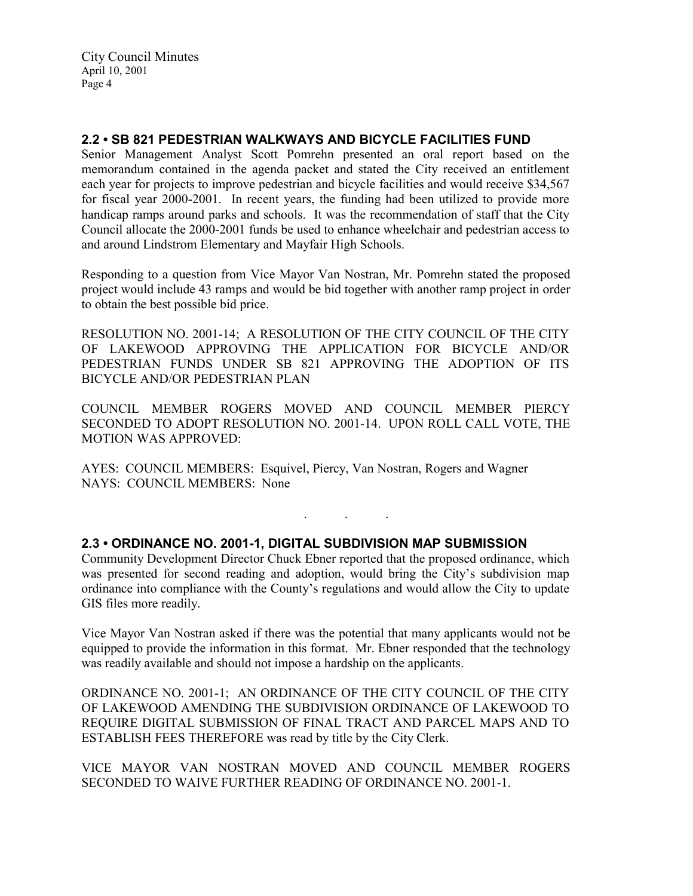## 2.2 • SB 821 PEDESTRIAN WALKWAYS AND BICYCLE FACILITIES FUND

Senior Management Analyst Scott Pomrehn presented an oral report based on the memorandum contained in the agenda packet and stated the City received an entitlement each year for projects to improve pedestrian and bicycle facilities and would receive $34,567 for fiscal year 2000-2001. In recent years, the funding had been utilized to provide more handicap ramps around parks and schools. It was the recommendation of staff that the City Council allocate the 2000-2001 funds be used to enhance wheelchair and pedestrian access to and around Lindstrom Elementary and Mayfair High Schools.

Responding to a question from Vice Mayor Van Nostran, Mr. Pomrehn stated the proposed project would include 43 ramps and would be bid together with another ramp project in order to obtain the best possible bid price.

RESOLUTION NO. 2001-14; A RESOLUTION OF THE CITY COUNCIL OF THE CITY OF LAKEWOOD APPROVING THE APPLICATION FOR BICYCLE AND/OR PEDESTRIAN FUNDS UNDER SB 821 APPROVING THE ADOPTION OF ITS BICYCLE AND/OR PEDESTRIAN PLAN

COUNCIL MEMBER ROGERS MOVED AND COUNCIL MEMBER PIERCY SECONDED TO ADOPT RESOLUTION NO. 2001-14. UPON ROLL CALL VOTE, THE MOTION WAS APPROVED:

AYES: COUNCIL MEMBERS: Esquivel, Piercy, Van Nostran, Rogers and Wagner
NAYS: COUNCIL MEMBERS: None

. . .

## 2.3 • ORDINANCE NO. 2001-1, DIGITAL SUBDIVISION MAP SUBMISSION

Community Development Director Chuck Ebner reported that the proposed ordinance, which was presented for second reading and adoption, would bring the City's subdivision map ordinance into compliance with the County's regulations and would allow the City to update GIS files more readily.

Vice Mayor Van Nostran asked if there was the potential that many applicants would not be equipped to provide the information in this format. Mr. Ebner responded that the technology was readily available and should not impose a hardship on the applicants.

ORDINANCE NO. 2001-1; AN ORDINANCE OF THE CITY COUNCIL OF THE CITY OF LAKEWOOD AMENDING THE SUBDIVISION ORDINANCE OF LAKEWOOD TO REQUIRE DIGITAL SUBMISSION OF FINAL TRACT AND PARCEL MAPS AND TO ESTABLISH FEES THEREFORE was read by title by the City Clerk.

VICE MAYOR VAN NOSTRAN MOVED AND COUNCIL MEMBER ROGERS SECONDED TO WAIVE FURTHER READING OF ORDINANCE NO. 2001-1.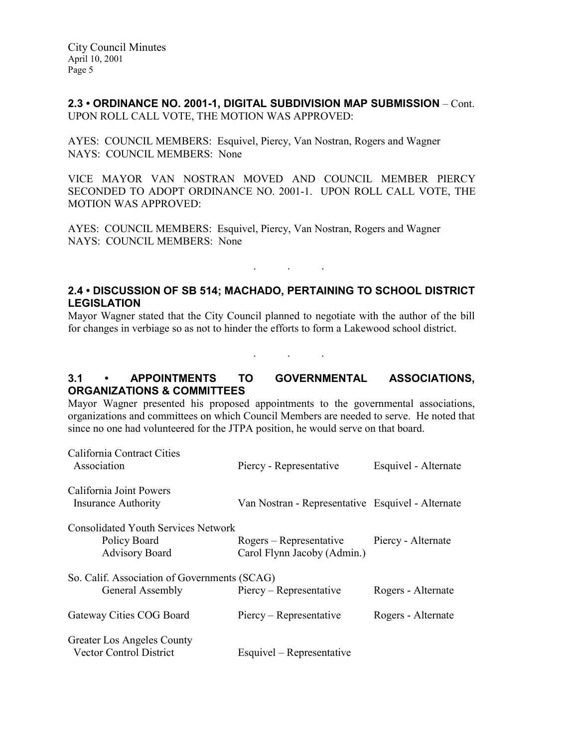**2.3 • ORDINANCE NO. 2001-1, DIGITAL SUBDIVISION MAP SUBMISSION** – Cont.
UPON ROLL CALL VOTE, THE MOTION WAS APPROVED:

AYES: COUNCIL MEMBERS: Esquivel, Piercy, Van Nostran, Rogers and Wagner
NAYS: COUNCIL MEMBERS: None

VICE MAYOR VAN NOSTRAN MOVED AND COUNCIL MEMBER PIERCY SECONDED TO ADOPT ORDINANCE NO. 2001-1. UPON ROLL CALL VOTE, THE MOTION WAS APPROVED:

AYES: COUNCIL MEMBERS: Esquivel, Piercy, Van Nostran, Rogers and Wagner
NAYS: COUNCIL MEMBERS: None

. . .

**2.4 • DISCUSSION OF SB 514; MACHADO, PERTAINING TO SCHOOL DISTRICT LEGISLATION**
Mayor Wagner stated that the City Council planned to negotiate with the author of the bill for changes in verbiage so as not to hinder the efforts to form a Lakewood school district.

. . .

**3.1 • APPOINTMENTS TO GOVERNMENTAL ASSOCIATIONS, ORGANIZATIONS & COMMITTEES**
Mayor Wagner presented his proposed appointments to the governmental associations, organizations and committees on which Council Members are needed to serve. He noted that since no one had volunteered for the JTPA position, he would serve on that board.

| | | |
|---|---|---|
| California Contract Cities Association | Piercy - Representative | Esquivel - Alternate |
| California Joint Powers Insurance Authority | Van Nostran - Representative | Esquivel - Alternate |
| Consolidated Youth Services Network | | |
| Policy Board | Rogers – Representative | Piercy - Alternate |
| Advisory Board | Carol Flynn Jacoby (Admin.) | |
| So. Calif. Association of Governments (SCAG) | | |
| General Assembly | Piercy – Representative | Rogers - Alternate |
| Gateway Cities COG Board | Piercy – Representative | Rogers - Alternate |
| Greater Los Angeles County Vector Control District | Esquivel – Representative | |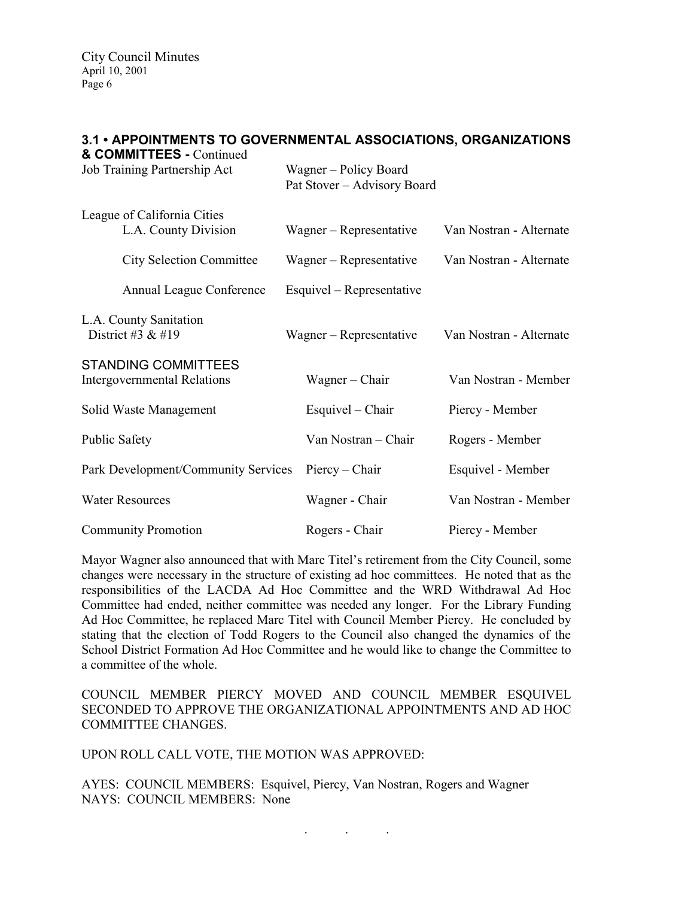## 3.1 • APPOINTMENTS TO GOVERNMENTAL ASSOCIATIONS, ORGANIZATIONS & COMMITTEES - Continued

| | | |
|---|---|---|
| Job Training Partnership Act | Wagner – Policy Board<br>Pat Stover – Advisory Board | |
| League of California Cities | | |
| L.A. County Division | Wagner – Representative | Van Nostran - Alternate |
| City Selection Committee | Wagner – Representative | Van Nostran - Alternate |
| Annual League Conference | Esquivel – Representative | |
| L.A. County Sanitation District #3 & #19 | Wagner – Representative | Van Nostran - Alternate |

STANDING COMMITTEES

| | | |
|---|---|---|
| Intergovernmental Relations | Wagner – Chair | Van Nostran - Member |
| Solid Waste Management | Esquivel – Chair | Piercy - Member |
| Public Safety | Van Nostran – Chair | Rogers - Member |
| Park Development/Community Services | Piercy – Chair | Esquivel - Member |
| Water Resources | Wagner - Chair | Van Nostran - Member |
| Community Promotion | Rogers - Chair | Piercy - Member |

Mayor Wagner also announced that with Marc Titel's retirement from the City Council, some changes were necessary in the structure of existing ad hoc committees. He noted that as the responsibilities of the LACDA Ad Hoc Committee and the WRD Withdrawal Ad Hoc Committee had ended, neither committee was needed any longer. For the Library Funding Ad Hoc Committee, he replaced Marc Titel with Council Member Piercy. He concluded by stating that the election of Todd Rogers to the Council also changed the dynamics of the School District Formation Ad Hoc Committee and he would like to change the Committee to a committee of the whole.

COUNCIL MEMBER PIERCY MOVED AND COUNCIL MEMBER ESQUIVEL SECONDED TO APPROVE THE ORGANIZATIONAL APPOINTMENTS AND AD HOC COMMITTEE CHANGES.

UPON ROLL CALL VOTE, THE MOTION WAS APPROVED:

AYES: COUNCIL MEMBERS: Esquivel, Piercy, Van Nostran, Rogers and Wagner
NAYS: COUNCIL MEMBERS: None

. . .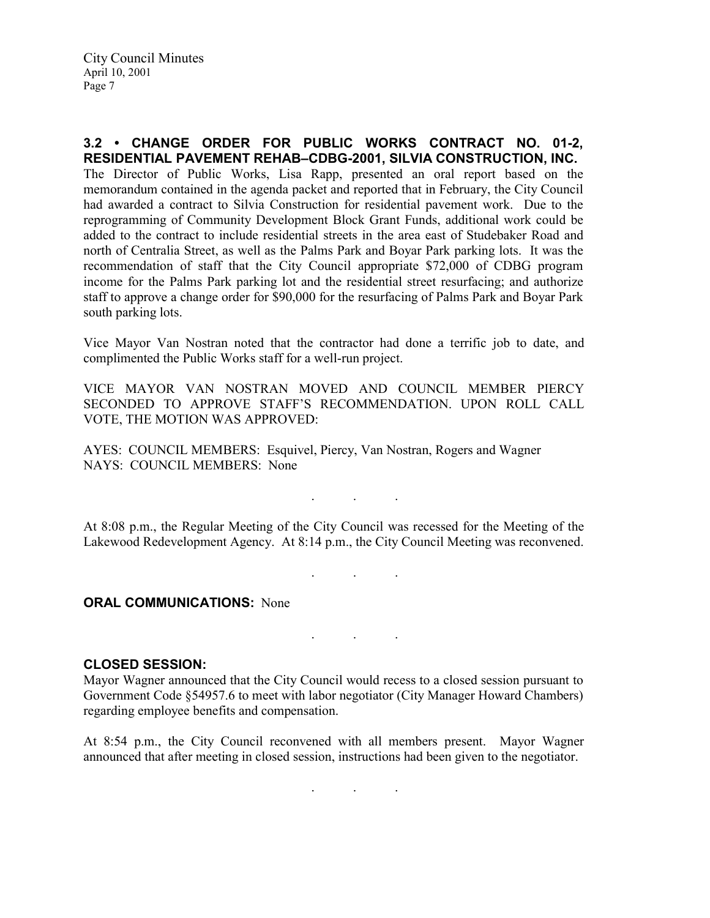**3.2 • CHANGE ORDER FOR PUBLIC WORKS CONTRACT NO. 01-2, RESIDENTIAL PAVEMENT REHAB–CDBG-2001, SILVIA CONSTRUCTION, INC.**

The Director of Public Works, Lisa Rapp, presented an oral report based on the memorandum contained in the agenda packet and reported that in February, the City Council had awarded a contract to Silvia Construction for residential pavement work. Due to the reprogramming of Community Development Block Grant Funds, additional work could be added to the contract to include residential streets in the area east of Studebaker Road and north of Centralia Street, as well as the Palms Park and Boyar Park parking lots. It was the recommendation of staff that the City Council appropriate $72,000 of CDBG program income for the Palms Park parking lot and the residential street resurfacing; and authorize staff to approve a change order for $90,000 for the resurfacing of Palms Park and Boyar Park south parking lots.

Vice Mayor Van Nostran noted that the contractor had done a terrific job to date, and complimented the Public Works staff for a well-run project.

VICE MAYOR VAN NOSTRAN MOVED AND COUNCIL MEMBER PIERCY SECONDED TO APPROVE STAFF'S RECOMMENDATION. UPON ROLL CALL VOTE, THE MOTION WAS APPROVED:

AYES: COUNCIL MEMBERS: Esquivel, Piercy, Van Nostran, Rogers and Wagner
NAYS: COUNCIL MEMBERS: None

. . .

At 8:08 p.m., the Regular Meeting of the City Council was recessed for the Meeting of the Lakewood Redevelopment Agency. At 8:14 p.m., the City Council Meeting was reconvened.

. . .

**ORAL COMMUNICATIONS:** None

. . .

**CLOSED SESSION:**

Mayor Wagner announced that the City Council would recess to a closed session pursuant to Government Code §54957.6 to meet with labor negotiator (City Manager Howard Chambers) regarding employee benefits and compensation.

At 8:54 p.m., the City Council reconvened with all members present. Mayor Wagner announced that after meeting in closed session, instructions had been given to the negotiator.

. . .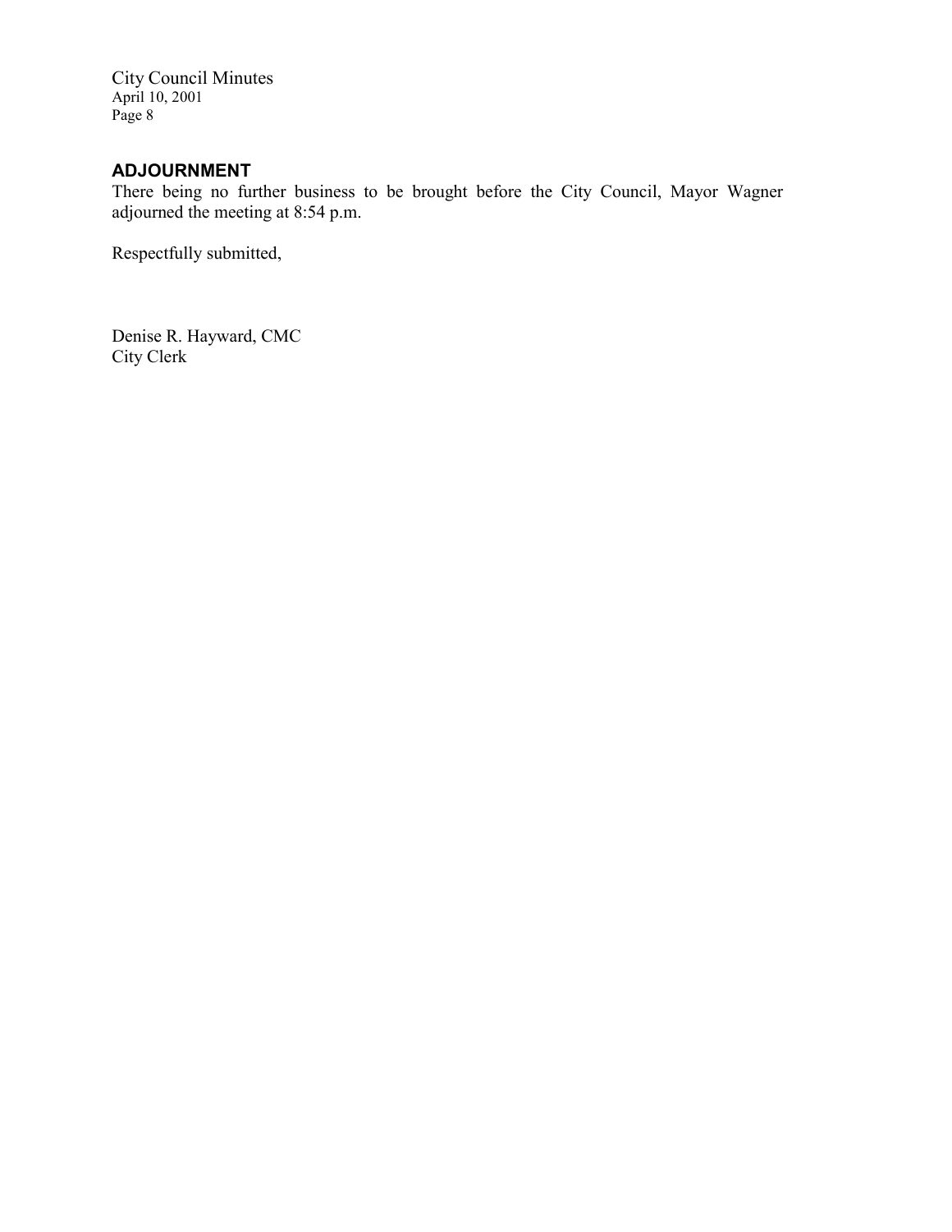## ADJOURNMENT

There being no further business to be brought before the City Council, Mayor Wagner adjourned the meeting at 8:54 p.m.

Respectfully submitted,

Denise R. Hayward, CMC
City Clerk